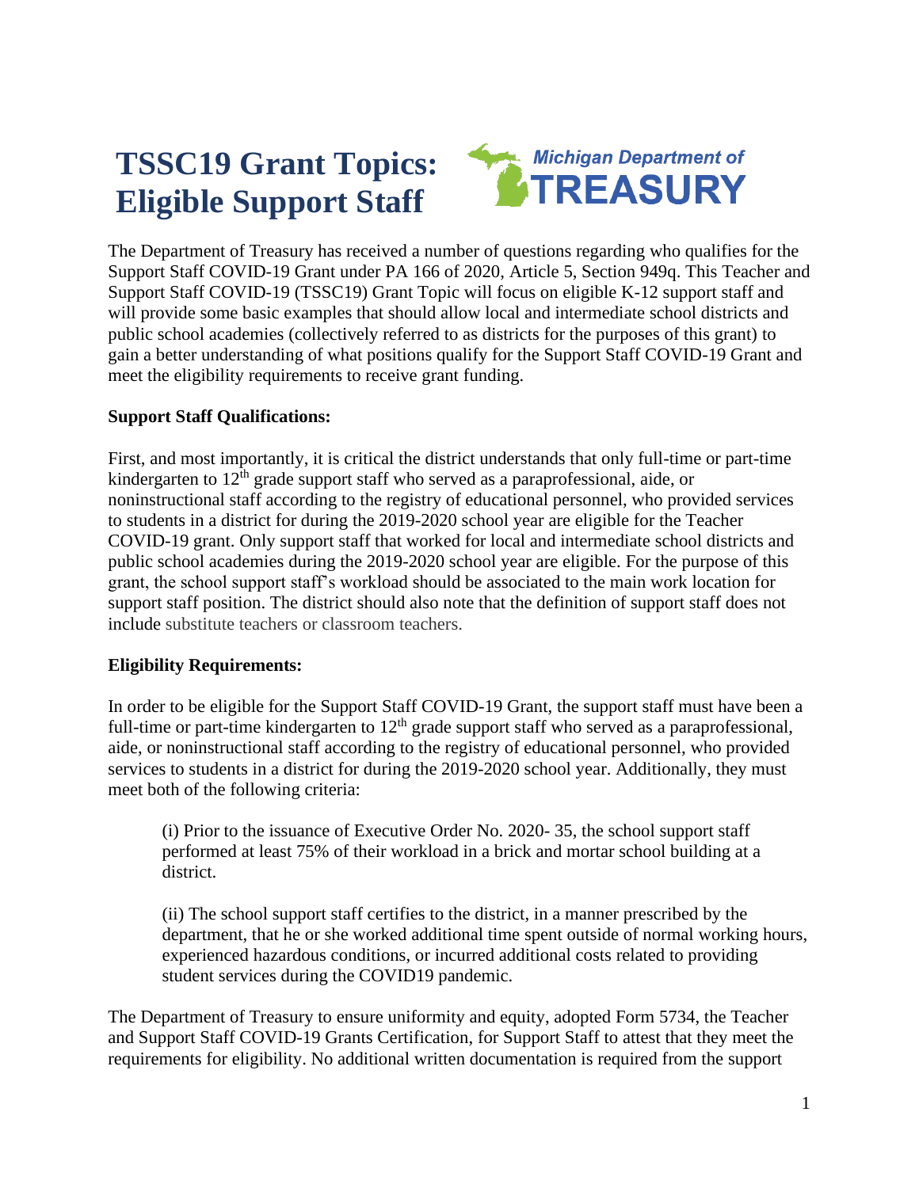# TSSC19 Grant Topics: Eligible Support Staff

Michigan Department of TREASURY

The Department of Treasury has received a number of questions regarding who qualifies for the Support Staff COVID-19 Grant under PA 166 of 2020, Article 5, Section 949q. This Teacher and Support Staff COVID-19 (TSSC19) Grant Topic will focus on eligible K-12 support staff and will provide some basic examples that should allow local and intermediate school districts and public school academies (collectively referred to as districts for the purposes of this grant) to gain a better understanding of what positions qualify for the Support Staff COVID-19 Grant and meet the eligibility requirements to receive grant funding.

**Support Staff Qualifications:**

First, and most importantly, it is critical the district understands that only full-time or part-time kindergarten to 12th grade support staff who served as a paraprofessional, aide, or noninstructional staff according to the registry of educational personnel, who provided services to students in a district for during the 2019-2020 school year are eligible for the Teacher COVID-19 grant. Only support staff that worked for local and intermediate school districts and public school academies during the 2019-2020 school year are eligible. For the purpose of this grant, the school support staff's workload should be associated to the main work location for support staff position. The district should also note that the definition of support staff does not include substitute teachers or classroom teachers.

**Eligibility Requirements:**

In order to be eligible for the Support Staff COVID-19 Grant, the support staff must have been a full-time or part-time kindergarten to 12th grade support staff who served as a paraprofessional, aide, or noninstructional staff according to the registry of educational personnel, who provided services to students in a district for during the 2019-2020 school year. Additionally, they must meet both of the following criteria:

> (i) Prior to the issuance of Executive Order No. 2020- 35, the school support staff performed at least 75% of their workload in a brick and mortar school building at a district.
>
> (ii) The school support staff certifies to the district, in a manner prescribed by the department, that he or she worked additional time spent outside of normal working hours, experienced hazardous conditions, or incurred additional costs related to providing student services during the COVID19 pandemic.

The Department of Treasury to ensure uniformity and equity, adopted Form 5734, the Teacher and Support Staff COVID-19 Grants Certification, for Support Staff to attest that they meet the requirements for eligibility. No additional written documentation is required from the support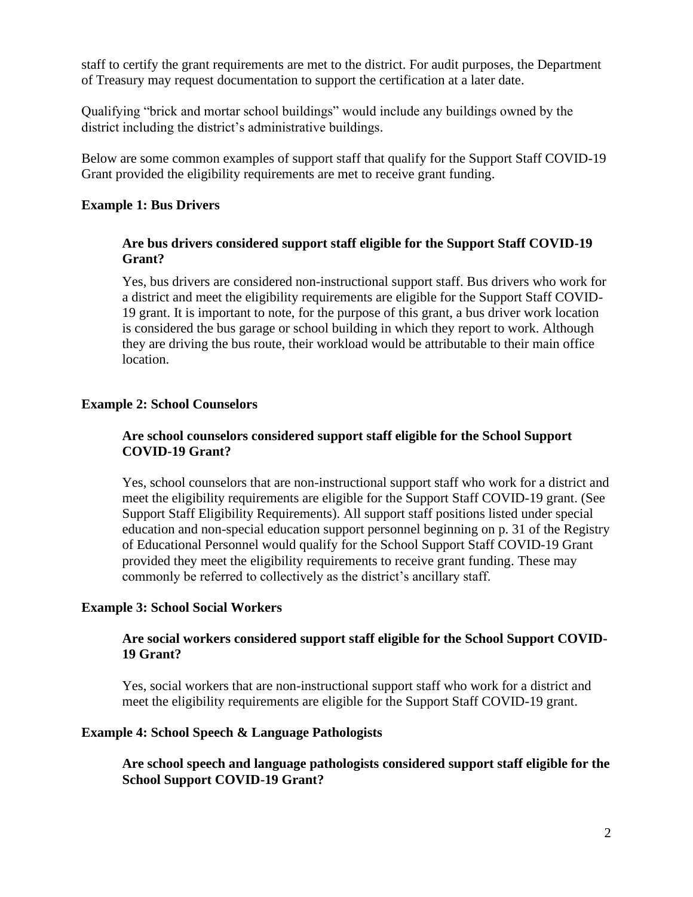staff to certify the grant requirements are met to the district. For audit purposes, the Department of Treasury may request documentation to support the certification at a later date.

Qualifying "brick and mortar school buildings" would include any buildings owned by the district including the district's administrative buildings.

Below are some common examples of support staff that qualify for the Support Staff COVID-19 Grant provided the eligibility requirements are met to receive grant funding.

**Example 1: Bus Drivers**

> **Are bus drivers considered support staff eligible for the Support Staff COVID-19 Grant?**
>
> Yes, bus drivers are considered non-instructional support staff. Bus drivers who work for a district and meet the eligibility requirements are eligible for the Support Staff COVID-19 grant. It is important to note, for the purpose of this grant, a bus driver work location is considered the bus garage or school building in which they report to work. Although they are driving the bus route, their workload would be attributable to their main office location.

**Example 2: School Counselors**

> **Are school counselors considered support staff eligible for the School Support COVID-19 Grant?**
>
> Yes, school counselors that are non-instructional support staff who work for a district and meet the eligibility requirements are eligible for the Support Staff COVID-19 grant. (See Support Staff Eligibility Requirements). All support staff positions listed under special education and non-special education support personnel beginning on p. 31 of the Registry of Educational Personnel would qualify for the School Support Staff COVID-19 Grant provided they meet the eligibility requirements to receive grant funding. These may commonly be referred to collectively as the district's ancillary staff.

**Example 3: School Social Workers**

> **Are social workers considered support staff eligible for the School Support COVID-19 Grant?**
>
> Yes, social workers that are non-instructional support staff who work for a district and meet the eligibility requirements are eligible for the Support Staff COVID-19 grant.

**Example 4: School Speech & Language Pathologists**

> **Are school speech and language pathologists considered support staff eligible for the School Support COVID-19 Grant?**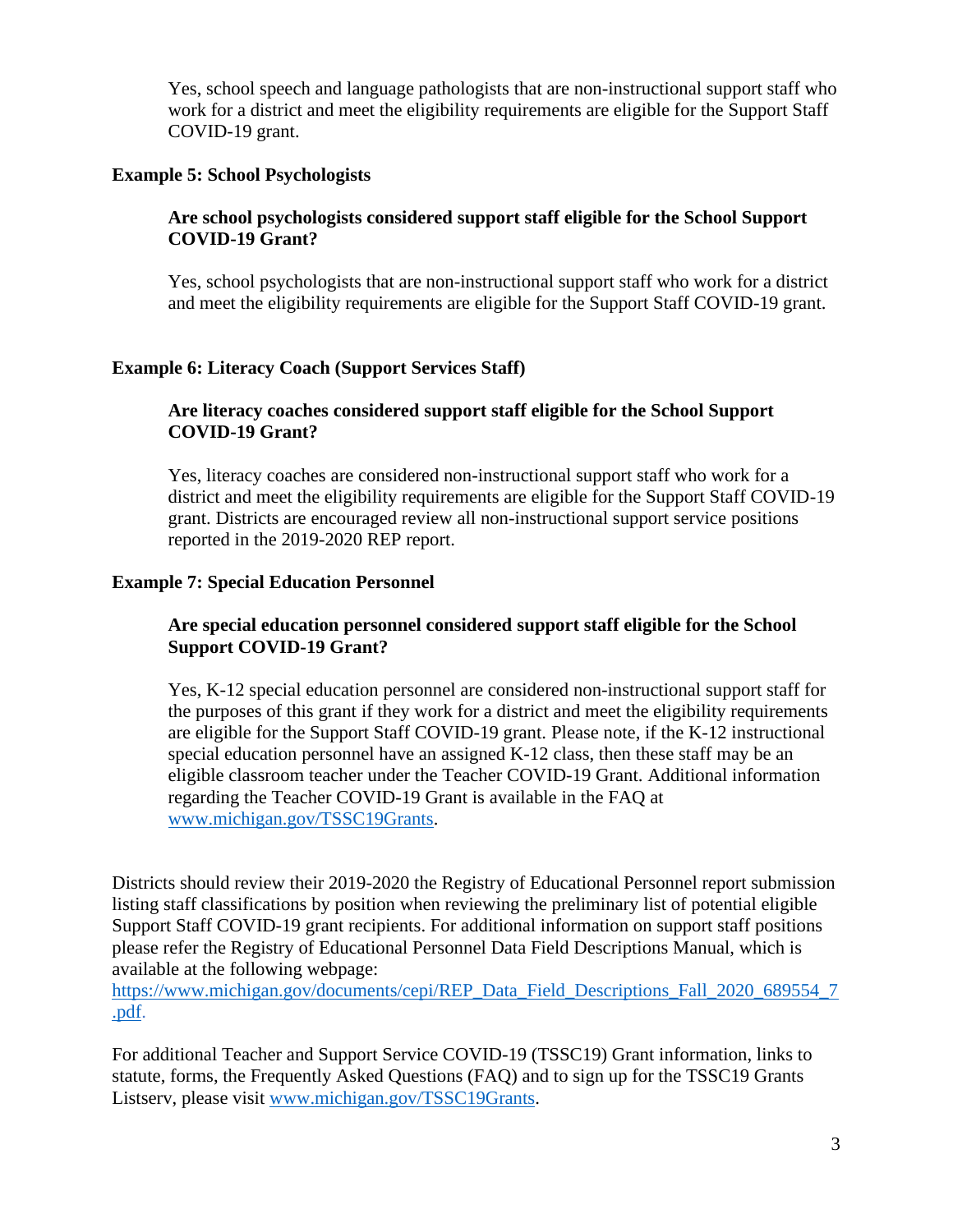Yes, school speech and language pathologists that are non-instructional support staff who work for a district and meet the eligibility requirements are eligible for the Support Staff COVID-19 grant.

**Example 5: School Psychologists**

**Are school psychologists considered support staff eligible for the School Support COVID-19 Grant?**

Yes, school psychologists that are non-instructional support staff who work for a district and meet the eligibility requirements are eligible for the Support Staff COVID-19 grant.

**Example 6: Literacy Coach (Support Services Staff)**

**Are literacy coaches considered support staff eligible for the School Support COVID-19 Grant?**

Yes, literacy coaches are considered non-instructional support staff who work for a district and meet the eligibility requirements are eligible for the Support Staff COVID-19 grant. Districts are encouraged review all non-instructional support service positions reported in the 2019-2020 REP report.

**Example 7: Special Education Personnel**

**Are special education personnel considered support staff eligible for the School Support COVID-19 Grant?**

Yes, K-12 special education personnel are considered non-instructional support staff for the purposes of this grant if they work for a district and meet the eligibility requirements are eligible for the Support Staff COVID-19 grant. Please note, if the K-12 instructional special education personnel have an assigned K-12 class, then these staff may be an eligible classroom teacher under the Teacher COVID-19 Grant. Additional information regarding the Teacher COVID-19 Grant is available in the FAQ at www.michigan.gov/TSSC19Grants.

Districts should review their 2019-2020 the Registry of Educational Personnel report submission listing staff classifications by position when reviewing the preliminary list of potential eligible Support Staff COVID-19 grant recipients. For additional information on support staff positions please refer the Registry of Educational Personnel Data Field Descriptions Manual, which is available at the following webpage: https://www.michigan.gov/documents/cepi/REP_Data_Field_Descriptions_Fall_2020_689554_7.pdf.

For additional Teacher and Support Service COVID-19 (TSSC19) Grant information, links to statute, forms, the Frequently Asked Questions (FAQ) and to sign up for the TSSC19 Grants Listserv, please visit www.michigan.gov/TSSC19Grants.